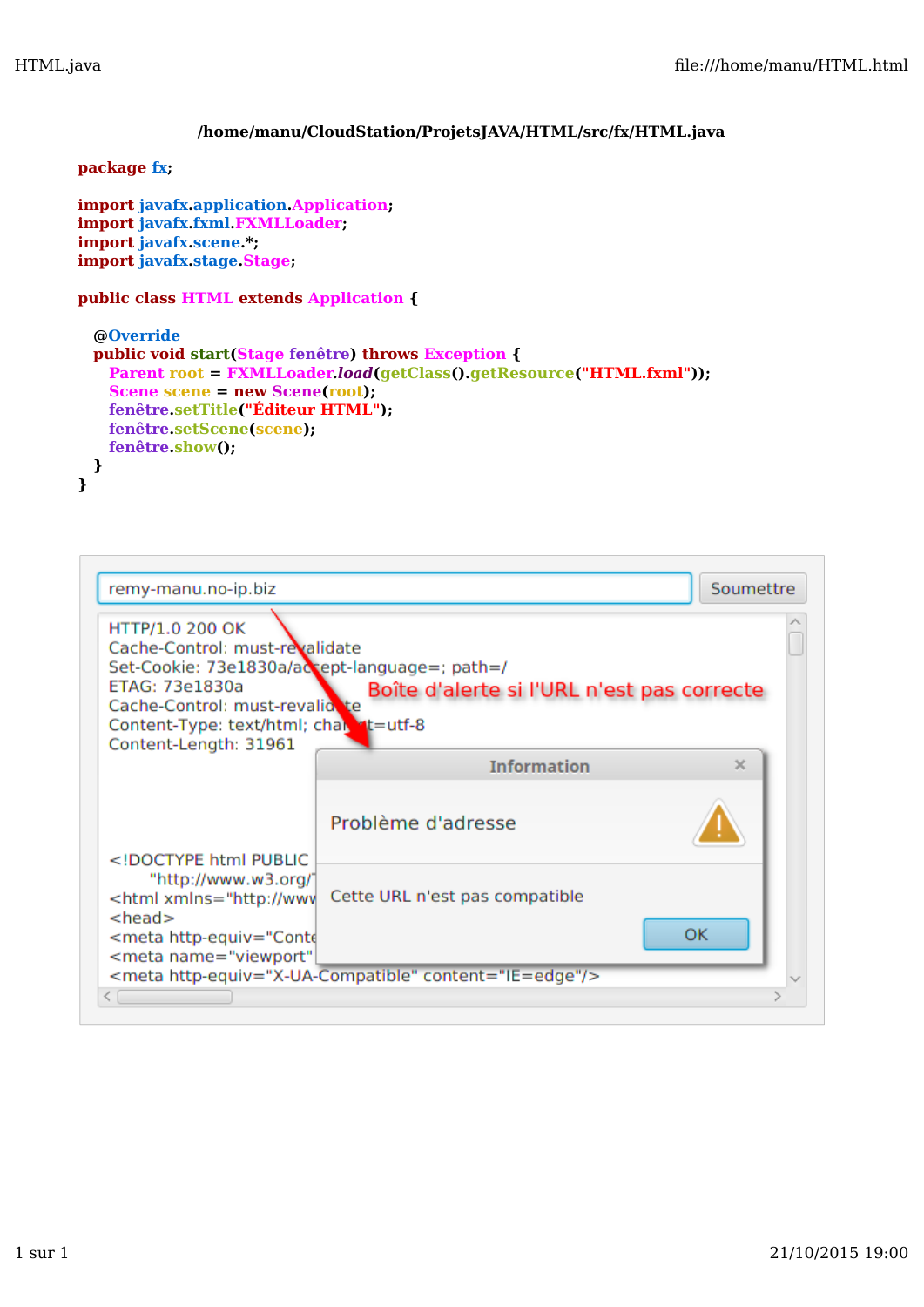**/home/manu/CloudStation/ProjetsJAVA/HTML/src/fx/HTML.java**

```
package fx;

import javafx.application.Application;
import javafx.fxml.FXMLLoader;
import javafx.scene.*;
import javafx.stage.Stage;

public class HTML extends Application {

   @Override
   public void start(Stage fenêtre) throws Exception {
      Parent root = FXMLLoader.load(getClass().getResource("HTML.fxml"));
      Scene scene = new Scene(root);
      fenêtre.setTitle("Éditeur HTML");
      fenêtre.setScene(scene);
      fenêtre.show();
   }
}
```

remy-manu.no-ip.biz Soumettre

```
HTTP/1.0 200 OK
Cache-Control: must-revalidate
Set-Cookie: 73e1830a/accept-language=; path=/
ETAG: 73e1830a
Cache-Control: must-revalidate
Content-Type: text/html; charset=utf-8
Content-Length: 31961

<!DOCTYPE html PUBLIC
    "http://www.w3.org/
<html xmlns="http://www
<head>
<meta http-equiv="Conte
<meta name="viewport"
<meta http-equiv="X-UA-Compatible" content="IE=edge"/>
```

Boîte d'alerte si l'URL n'est pas correcte

Information

Problème d'adresse

Cette URL n'est pas compatible

OK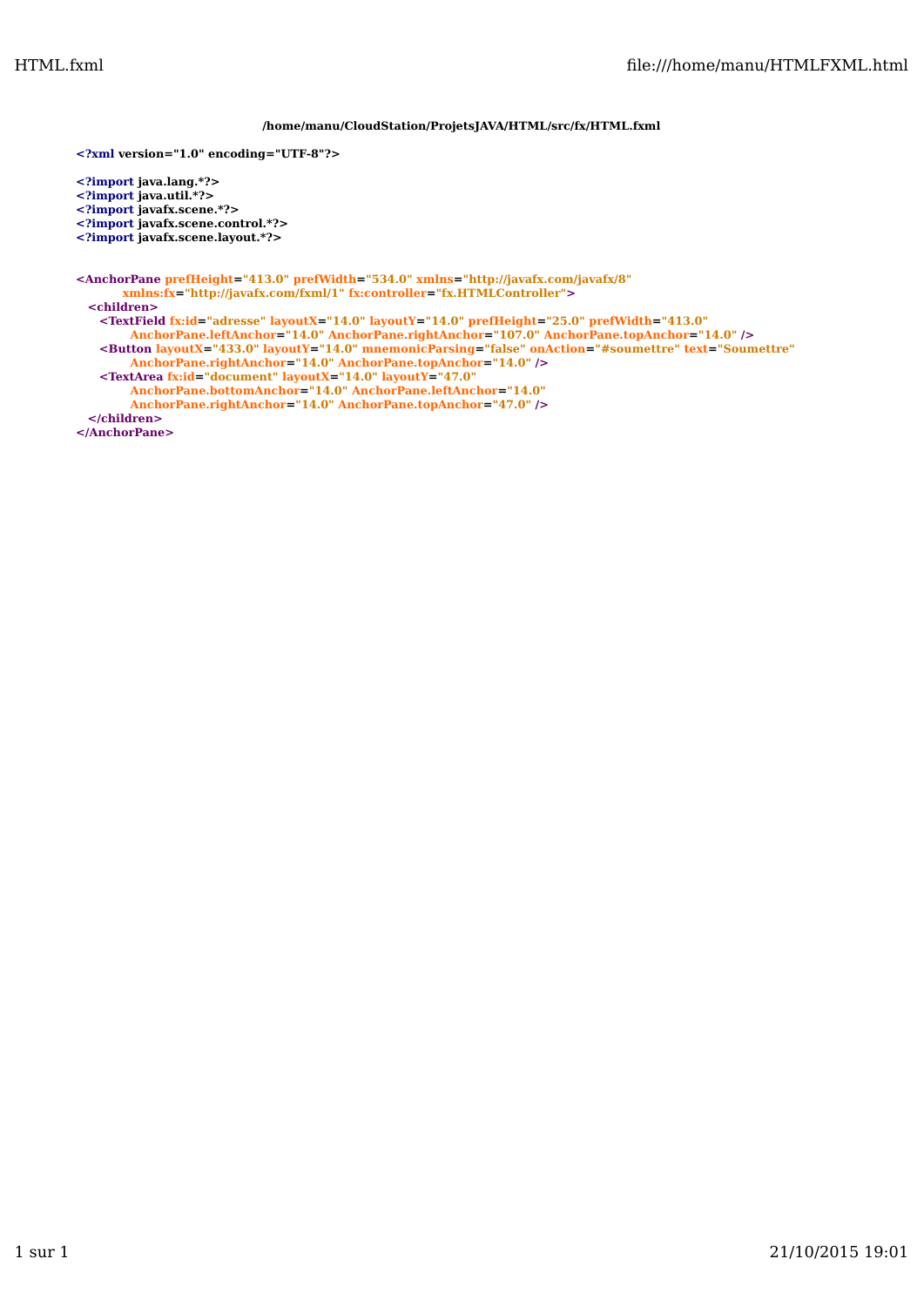**/home/manu/CloudStation/ProjetsJAVA/HTML/src/fx/HTML.fxml**

```xml
<?xml version="1.0" encoding="UTF-8"?>

<?import java.lang.*?>
<?import java.util.*?>
<?import javafx.scene.*?>
<?import javafx.scene.control.*?>
<?import javafx.scene.layout.*?>


<AnchorPane prefHeight="413.0" prefWidth="534.0" xmlns="http://javafx.com/javafx/8"
            xmlns:fx="http://javafx.com/fxml/1" fx:controller="fx.HTMLController">
   <children>
      <TextField fx:id="adresse" layoutX="14.0" layoutY="14.0" prefHeight="25.0" prefWidth="413.0"
             AnchorPane.leftAnchor="14.0" AnchorPane.rightAnchor="107.0" AnchorPane.topAnchor="14.0" />
      <Button layoutX="433.0" layoutY="14.0" mnemonicParsing="false" onAction="#soumettre" text="Soumettre"
             AnchorPane.rightAnchor="14.0" AnchorPane.topAnchor="14.0" />
      <TextArea fx:id="document" layoutX="14.0" layoutY="47.0"
             AnchorPane.bottomAnchor="14.0" AnchorPane.leftAnchor="14.0"
             AnchorPane.rightAnchor="14.0" AnchorPane.topAnchor="47.0" />
   </children>
</AnchorPane>
```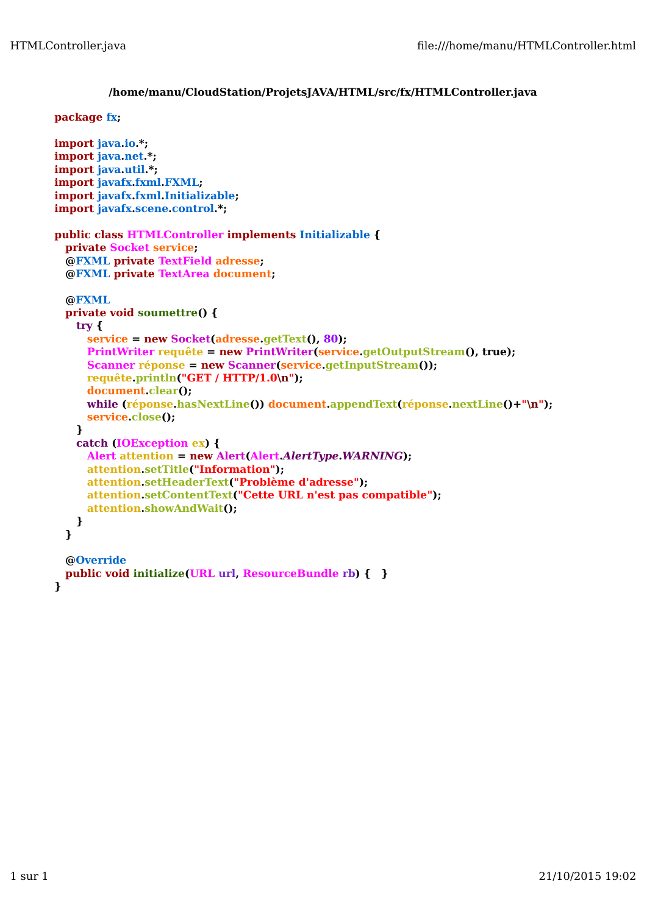**/home/manu/CloudStation/ProjetsJAVA/HTML/src/fx/HTMLController.java**

```java
package fx;

import java.io.*;
import java.net.*;
import java.util.*;
import javafx.fxml.FXML;
import javafx.fxml.Initializable;
import javafx.scene.control.*;

public class HTMLController implements Initializable {
   private Socket service;
   @FXML private TextField adresse;
   @FXML private TextArea document;

   @FXML
   private void soumettre() {
      try {
         service = new Socket(adresse.getText(), 80);
         PrintWriter requête = new PrintWriter(service.getOutputStream(), true);
         Scanner réponse = new Scanner(service.getInputStream());
         requête.println("GET / HTTP/1.0\n");
         document.clear();
         while (réponse.hasNextLine()) document.appendText(réponse.nextLine()+"\n");
         service.close();
      }
      catch (IOException ex) {
         Alert attention = new Alert(Alert.AlertType.WARNING);
         attention.setTitle("Information");
         attention.setHeaderText("Problème d'adresse");
         attention.setContentText("Cette URL n'est pas compatible");
         attention.showAndWait();
      }
   }

   @Override
   public void initialize(URL url, ResourceBundle rb) {   }
}
```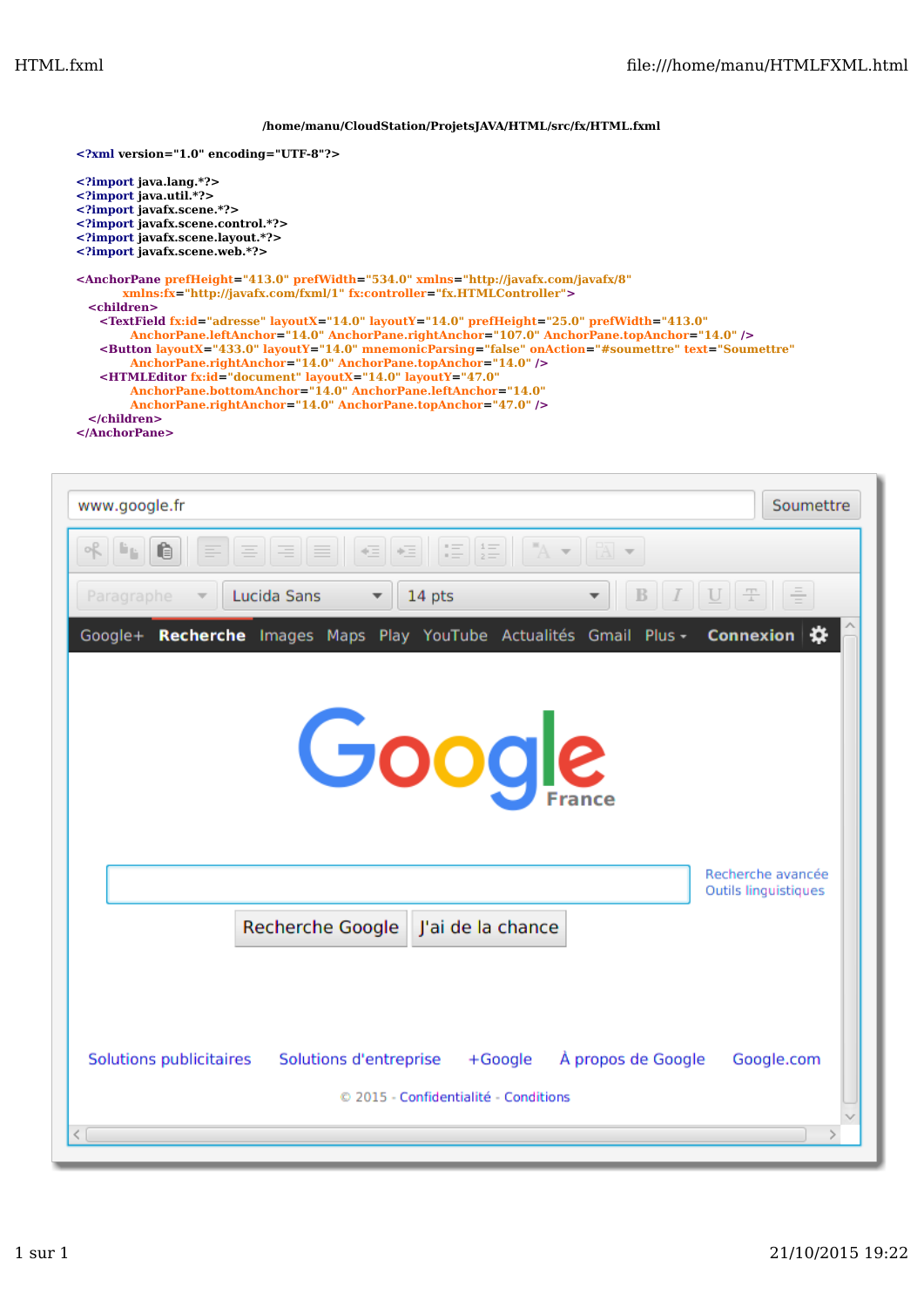/home/manu/CloudStation/ProjetsJAVA/HTML/src/fx/HTML.fxml

```xml
<?xml version="1.0" encoding="UTF-8"?>

<?import java.lang.*?>
<?import java.util.*?>
<?import javafx.scene.*?>
<?import javafx.scene.control.*?>
<?import javafx.scene.layout.*?>
<?import javafx.scene.web.*?>

<AnchorPane prefHeight="413.0" prefWidth="534.0" xmlns="http://javafx.com/javafx/8"
      xmlns:fx="http://javafx.com/fxml/1" fx:controller="fx.HTMLController">
   <children>
      <TextField fx:id="adresse" layoutX="14.0" layoutY="14.0" prefHeight="25.0" prefWidth="413.0"
           AnchorPane.leftAnchor="14.0" AnchorPane.rightAnchor="107.0" AnchorPane.topAnchor="14.0" />
      <Button layoutX="433.0" layoutY="14.0" mnemonicParsing="false" onAction="#soumettre" text="Soumettre"
           AnchorPane.rightAnchor="14.0" AnchorPane.topAnchor="14.0" />
      <HTMLEditor fx:id="document" layoutX="14.0" layoutY="47.0"
           AnchorPane.bottomAnchor="14.0" AnchorPane.leftAnchor="14.0"
           AnchorPane.rightAnchor="14.0" AnchorPane.topAnchor="47.0" />
   </children>
</AnchorPane>
```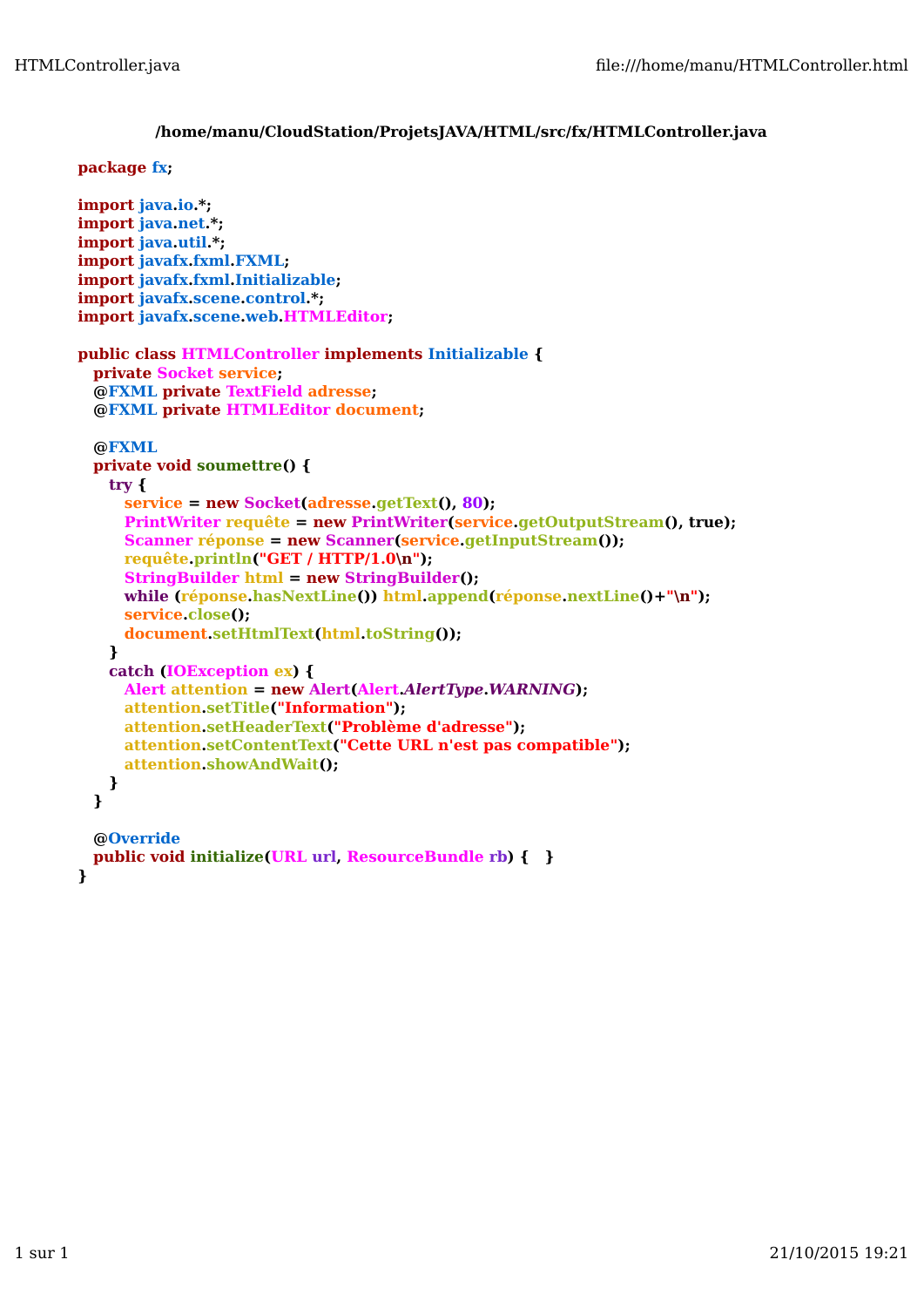**/home/manu/CloudStation/ProjetsJAVA/HTML/src/fx/HTMLController.java**

```java
package fx;

import java.io.*;
import java.net.*;
import java.util.*;
import javafx.fxml.FXML;
import javafx.fxml.Initializable;
import javafx.scene.control.*;
import javafx.scene.web.HTMLEditor;

public class HTMLController implements Initializable {
  private Socket service;
  @FXML private TextField adresse;
  @FXML private HTMLEditor document;

  @FXML
  private void soumettre() {
    try {
      service = new Socket(adresse.getText(), 80);
      PrintWriter requête = new PrintWriter(service.getOutputStream(), true);
      Scanner réponse = new Scanner(service.getInputStream());
      requête.println("GET / HTTP/1.0\n");
      StringBuilder html = new StringBuilder();
      while (réponse.hasNextLine()) html.append(réponse.nextLine()+"\n");
      service.close();
      document.setHtmlText(html.toString());
    }
    catch (IOException ex) {
      Alert attention = new Alert(Alert.AlertType.WARNING);
      attention.setTitle("Information");
      attention.setHeaderText("Problème d'adresse");
      attention.setContentText("Cette URL n'est pas compatible");
      attention.showAndWait();
    }
  }

  @Override
  public void initialize(URL url, ResourceBundle rb) {   }
}
```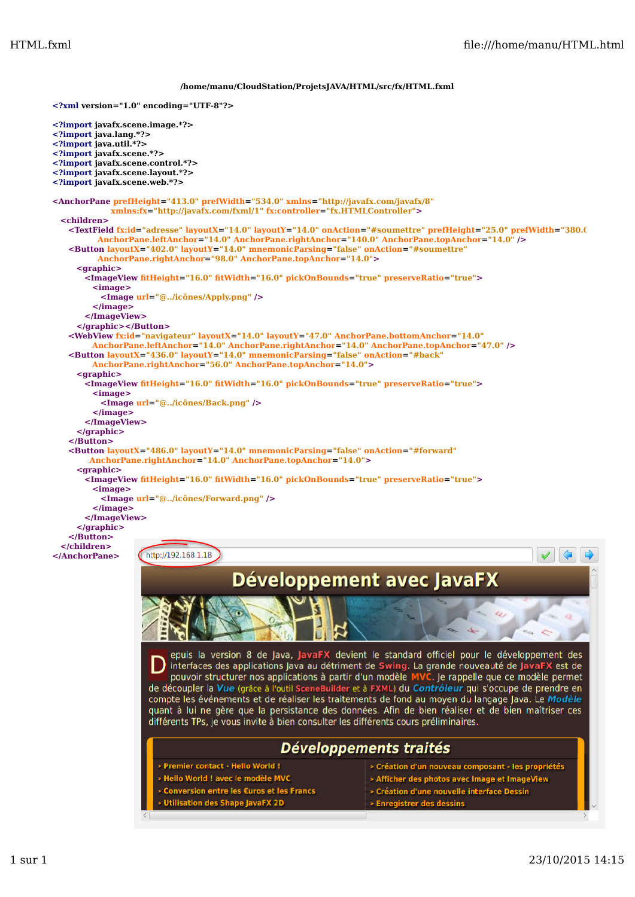/home/manu/CloudStation/ProjetsJAVA/HTML/src/fx/HTML.fxml

```xml
<?xml version="1.0" encoding="UTF-8"?>

<?import javafx.scene.image.*?>
<?import java.lang.*?>
<?import java.util.*?>
<?import javafx.scene.*?>
<?import javafx.scene.control.*?>
<?import javafx.scene.layout.*?>
<?import javafx.scene.web.*?>

<AnchorPane prefHeight="413.0" prefWidth="534.0" xmlns="http://javafx.com/javafx/8"
            xmlns:fx="http://javafx.com/fxml/1" fx:controller="fx.HTMLController">
  <children>
    <TextField fx:id="adresse" layoutX="14.0" layoutY="14.0" onAction="#soumettre" prefHeight="25.0" prefWidth="380.(
        AnchorPane.leftAnchor="14.0" AnchorPane.rightAnchor="140.0" AnchorPane.topAnchor="14.0" />
    <Button layoutX="402.0" layoutY="14.0" mnemonicParsing="false" onAction="#soumettre"
        AnchorPane.rightAnchor="98.0" AnchorPane.topAnchor="14.0">
      <graphic>
        <ImageView fitHeight="16.0" fitWidth="16.0" pickOnBounds="true" preserveRatio="true">
          <image>
            <Image url="@../icônes/Apply.png" />
          </image>
        </ImageView>
      </graphic></Button>
    <WebView fx:id="navigateur" layoutX="14.0" layoutY="47.0" AnchorPane.bottomAnchor="14.0"
        AnchorPane.leftAnchor="14.0" AnchorPane.rightAnchor="14.0" AnchorPane.topAnchor="47.0" />
    <Button layoutX="436.0" layoutY="14.0" mnemonicParsing="false" onAction="#back"
        AnchorPane.rightAnchor="56.0" AnchorPane.topAnchor="14.0">
      <graphic>
        <ImageView fitHeight="16.0" fitWidth="16.0" pickOnBounds="true" preserveRatio="true">
          <image>
            <Image url="@../icônes/Back.png" />
          </image>
        </ImageView>
      </graphic>
    </Button>
    <Button layoutX="486.0" layoutY="14.0" mnemonicParsing="false" onAction="#forward"
        AnchorPane.rightAnchor="14.0" AnchorPane.topAnchor="14.0">
      <graphic>
        <ImageView fitHeight="16.0" fitWidth="16.0" pickOnBounds="true" preserveRatio="true">
          <image>
            <Image url="@../icônes/Forward.png" />
          </image>
        </ImageView>
      </graphic>
    </Button>
  </children>
</AnchorPane>
```

http://192.168.1.18

# Développement avec JavaFX

Depuis la version 8 de Java, JavaFX devient le standard officiel pour le développement des interfaces des applications Java au détriment de Swing. La grande nouveauté de JavaFX est de pouvoir structurer nos applications à partir d'un modèle MVC. Je rappelle que ce modèle permet de découpler la Vue (grâce à l'outil SceneBuilder et à FXML) du Contrôleur qui s'occupe de prendre en compte les événements et de réaliser les traitements de fond au moyen du langage Java. Le Modèle quant à lui ne gère que la persistance des données. Afin de bien réaliser et de bien maîtriser ces différents TPs, je vous invite à bien consulter les différents cours préliminaires.

## Développements traités

- Premier contact - Hello World !
- Hello World ! avec le modèle MVC
- Conversion entre les €uros et les Francs
- Utilisation des Shape JavaFX 2D
- Création d'un nouveau composant - les propriétés
- Afficher des photos avec Image et ImageView
- Création d'une nouvelle interface Dessin
- Enregistrer des dessins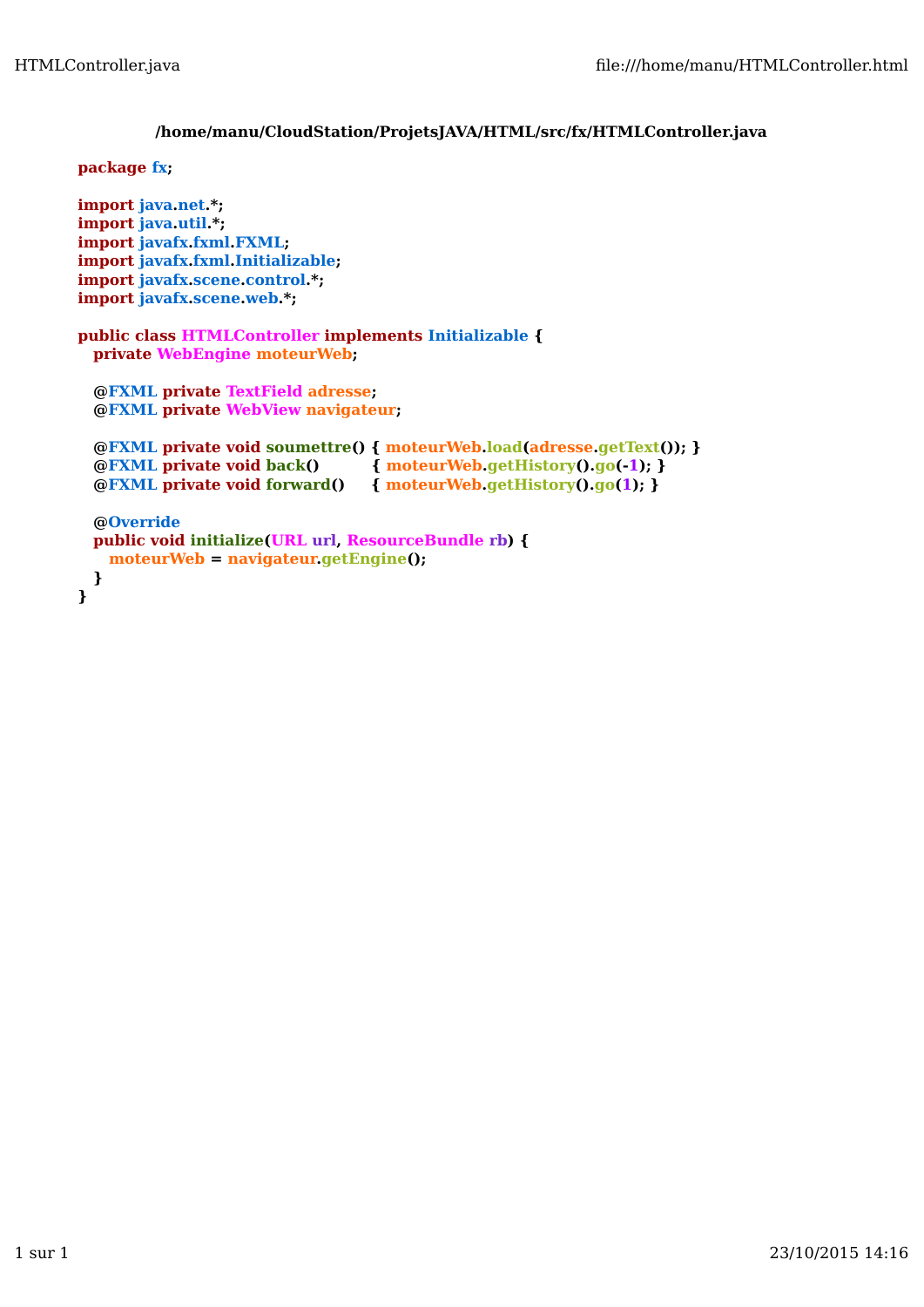**/home/manu/CloudStation/ProjetsJAVA/HTML/src/fx/HTMLController.java**

```java
package fx;

import java.net.*;
import java.util.*;
import javafx.fxml.FXML;
import javafx.fxml.Initializable;
import javafx.scene.control.*;
import javafx.scene.web.*;

public class HTMLController implements Initializable {
   private WebEngine moteurWeb;

   @FXML private TextField adresse;
   @FXML private WebView navigateur;

   @FXML private void soumettre() { moteurWeb.load(adresse.getText()); }
   @FXML private void back()         { moteurWeb.getHistory().go(-1); }
   @FXML private void forward()     { moteurWeb.getHistory().go(1); }

   @Override
   public void initialize(URL url, ResourceBundle rb) {
      moteurWeb = navigateur.getEngine();
   }
}
```